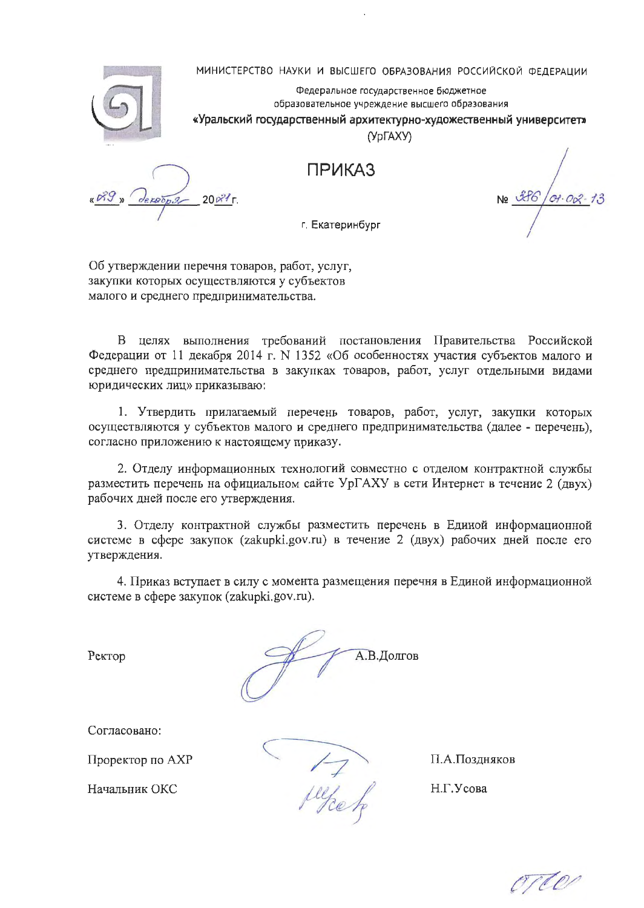МИНИСТЕРСТВО НАУКИ И ВЫСШЕГО ОБРАЗОВАНИЯ РОССИЙСКОЙ ФЕДЕРАЦИИ

Федеральное государственное бюджетное образовательное учреждение высшего образования

**«Уральский государственный архитектурно-художественный университет»**

(УрГАХУ)

# ПРИКАЗ

«29» декабря 2021 г. № 386/01-02-13

г. Екатеринбург

Об утверждении перечня товаров, работ, услуг, закупки которых осуществляются у субъектов малого и среднего предпринимательства.

В целях выполнения требований постановления Правительства Российской Федерации от 11 декабря 2014 г. N 1352 «Об особенностях участия субъектов малого и среднего предпринимательства в закупках товаров, работ, услуг отдельными видами юридических лиц» приказываю:

1. Утвердить прилагаемый перечень товаров, работ, услуг, закупки которых осуществляются у субъектов малого и среднего предпринимательства (далее - перечень), согласно приложению к настоящему приказу.

2. Отделу информационных технологий совместно с отделом контрактной службы разместить перечень на официальном сайте УрГАХУ в сети Интернет в течение 2 (двух) рабочих дней после его утверждения.

3. Отделу контрактной службы разместить перечень в Единой информационной системе в сфере закупок (zakupki.gov.ru) в течение 2 (двух) рабочих дней после его утверждения.

4. Приказ вступает в силу с момента размещения перечня в Единой информационной системе в сфере закупок (zakupki.gov.ru).

Ректор А.В.Долгов

Согласовано:

Проректор по АХР П.А.Поздняков

Начальник ОКС Н.Г.Усова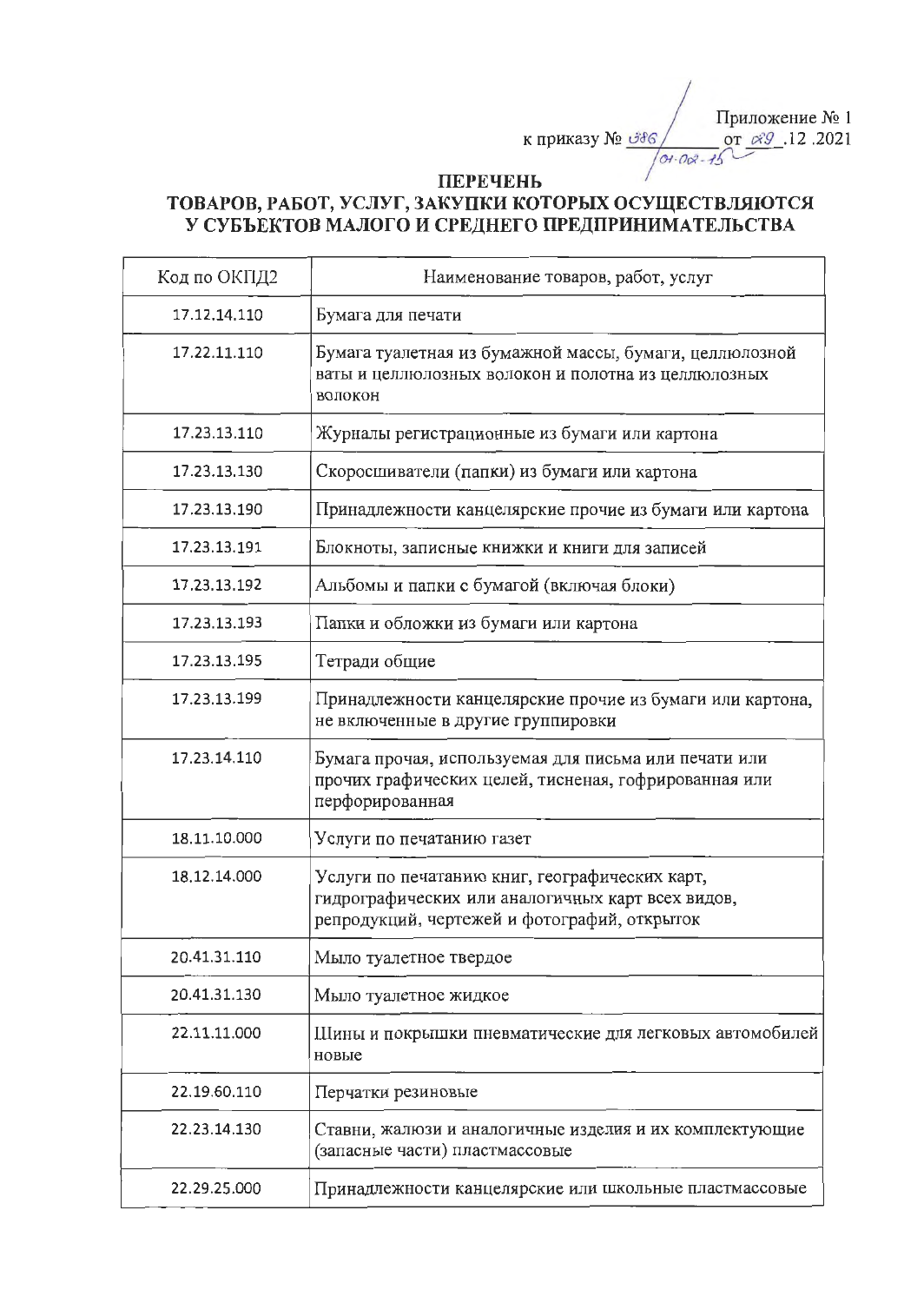Приложение № 1
к приказу № 386/01-02-15 от 29.12.2021

# ПЕРЕЧЕНЬ ТОВАРОВ, РАБОТ, УСЛУГ, ЗАКУПКИ КОТОРЫХ ОСУЩЕСТВЛЯЮТСЯ У СУБЪЕКТОВ МАЛОГО И СРЕДНЕГО ПРЕДПРИНИМАТЕЛЬСТВА

| Код по ОКПД2 | Наименование товаров, работ, услуг |
|---|---|
| 17.12.14.110 | Бумага для печати |
| 17.22.11.110 | Бумага туалетная из бумажной массы, бумаги, целлюлозной ваты и целлюлозных волокон и полотна из целлюлозных волокон |
| 17.23.13.110 | Журналы регистрационные из бумаги или картона |
| 17.23.13.130 | Скоросшиватели (папки) из бумаги или картона |
| 17.23.13.190 | Принадлежности канцелярские прочие из бумаги или картона |
| 17.23.13.191 | Блокноты, записные книжки и книги для записей |
| 17.23.13.192 | Альбомы и папки с бумагой (включая блоки) |
| 17.23.13.193 | Папки и обложки из бумаги или картона |
| 17.23.13.195 | Тетради общие |
| 17.23.13.199 | Принадлежности канцелярские прочие из бумаги или картона, не включенные в другие группировки |
| 17.23.14.110 | Бумага прочая, используемая для письма или печати или прочих графических целей, тисненая, гофрированная или перфорированная |
| 18.11.10.000 | Услуги по печатанию газет |
| 18.12.14.000 | Услуги по печатанию книг, географических карт, гидрографических или аналогичных карт всех видов, репродукций, чертежей и фотографий, открыток |
| 20.41.31.110 | Мыло туалетное твердое |
| 20.41.31.130 | Мыло туалетное жидкое |
| 22.11.11.000 | Шины и покрышки пневматические для легковых автомобилей новые |
| 22.19.60.110 | Перчатки резиновые |
| 22.23.14.130 | Ставни, жалюзи и аналогичные изделия и их комплектующие (запасные части) пластмассовые |
| 22.29.25.000 | Принадлежности канцелярские или школьные пластмассовые |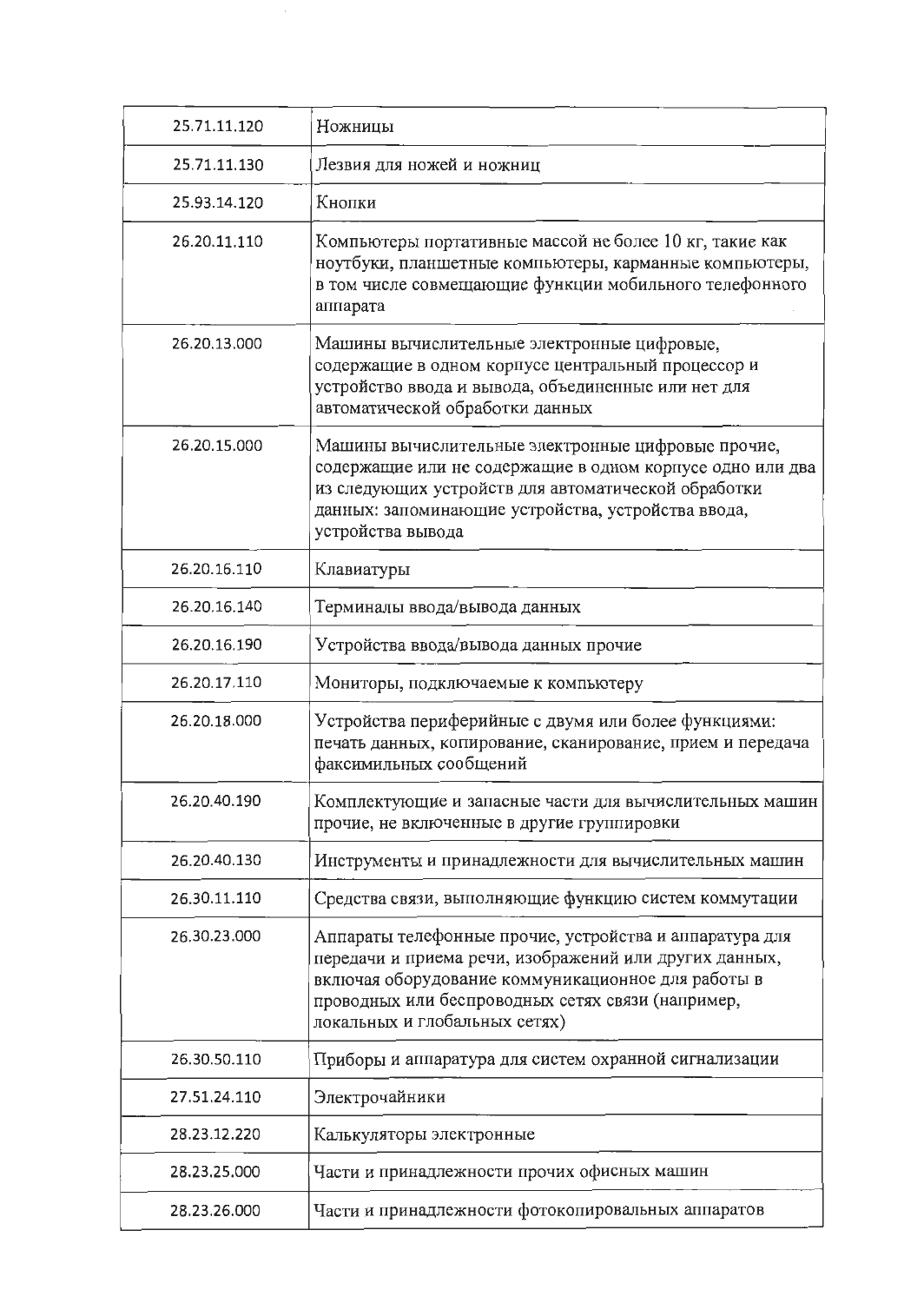| 25.71.11.120 | Ножницы |
|---|---|
| 25.71.11.130 | Лезвия для ножей и ножниц |
| 25.93.14.120 | Кнопки |
| 26.20.11.110 | Компьютеры портативные массой не более 10 кг, такие как ноутбуки, планшетные компьютеры, карманные компьютеры, в том числе совмещающие функции мобильного телефонного аппарата |
| 26.20.13.000 | Машины вычислительные электронные цифровые, содержащие в одном корпусе центральный процессор и устройство ввода и вывода, объединенные или нет для автоматической обработки данных |
| 26.20.15.000 | Машины вычислительные электронные цифровые прочие, содержащие или не содержащие в одном корпусе одно или два из следующих устройств для автоматической обработки данных: запоминающие устройства, устройства ввода, устройства вывода |
| 26.20.16.110 | Клавиатуры |
| 26.20.16.140 | Терминалы ввода/вывода данных |
| 26.20.16.190 | Устройства ввода/вывода данных прочие |
| 26.20.17.110 | Мониторы, подключаемые к компьютеру |
| 26.20.18.000 | Устройства периферийные с двумя или более функциями: печать данных, копирование, сканирование, прием и передача факсимильных сообщений |
| 26.20.40.190 | Комплектующие и запасные части для вычислительных машин прочие, не включенные в другие группировки |
| 26.20.40.130 | Инструменты и принадлежности для вычислительных машин |
| 26.30.11.110 | Средства связи, выполняющие функцию систем коммутации |
| 26.30.23.000 | Аппараты телефонные прочие, устройства и аппаратура для передачи и приема речи, изображений или других данных, включая оборудование коммуникационное для работы в проводных или беспроводных сетях связи (например, локальных и глобальных сетях) |
| 26.30.50.110 | Приборы и аппаратура для систем охранной сигнализации |
| 27.51.24.110 | Электрочайники |
| 28.23.12.220 | Калькуляторы электронные |
| 28.23.25.000 | Части и принадлежности прочих офисных машин |
| 28.23.26.000 | Части и принадлежности фотокопировальных аппаратов |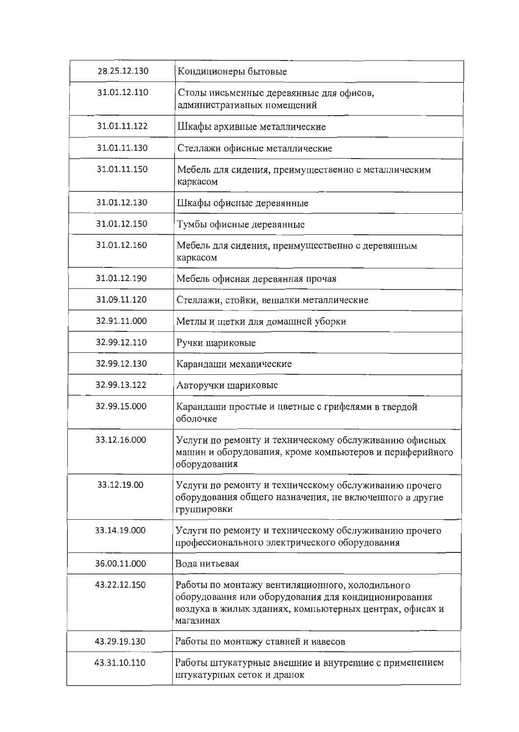| 28.25.12.130 | Кондиционеры бытовые |
|---|---|
| 31.01.12.110 | Столы письменные деревянные для офисов, административных помещений |
| 31.01.11.122 | Шкафы архивные металлические |
| 31.01.11.130 | Стеллажи офисные металлические |
| 31.01.11.150 | Мебель для сидения, преимущественно с металлическим каркасом |
| 31.01.12.130 | Шкафы офисные деревянные |
| 31.01.12.150 | Тумбы офисные деревянные |
| 31.01.12.160 | Мебель для сидения, преимущественно с деревянным каркасом |
| 31.01.12.190 | Мебель офисная деревянная прочая |
| 31.09.11.120 | Стеллажи, стойки, вешалки металлические |
| 32.91.11.000 | Метлы и щетки для домашней уборки |
| 32.99.12.110 | Ручки шариковые |
| 32.99.12.130 | Карандаши механические |
| 32.99.13.122 | Авторучки шариковые |
| 32.99.15.000 | Карандаши простые и цветные с грифелями в твердой оболочке |
| 33.12.16.000 | Услуги по ремонту и техническому обслуживанию офисных машин и оборудования, кроме компьютеров и периферийного оборудования |
| 33.12.19.00 | Услуги по ремонту и техническому обслуживанию прочего оборудования общего назначения, не включенного в другие группировки |
| 33.14.19.000 | Услуги по ремонту и техническому обслуживанию прочего профессионального электрического оборудования |
| 36.00.11.000 | Вода питьевая |
| 43.22.12.150 | Работы по монтажу вентиляционного, холодильного оборудования или оборудования для кондиционирования воздуха в жилых зданиях, компьютерных центрах, офисах и магазинах |
| 43.29.19.130 | Работы по монтажу ставней и навесов |
| 43.31.10.110 | Работы штукатурные внешние и внутренние с применением штукатурных сеток и дранок |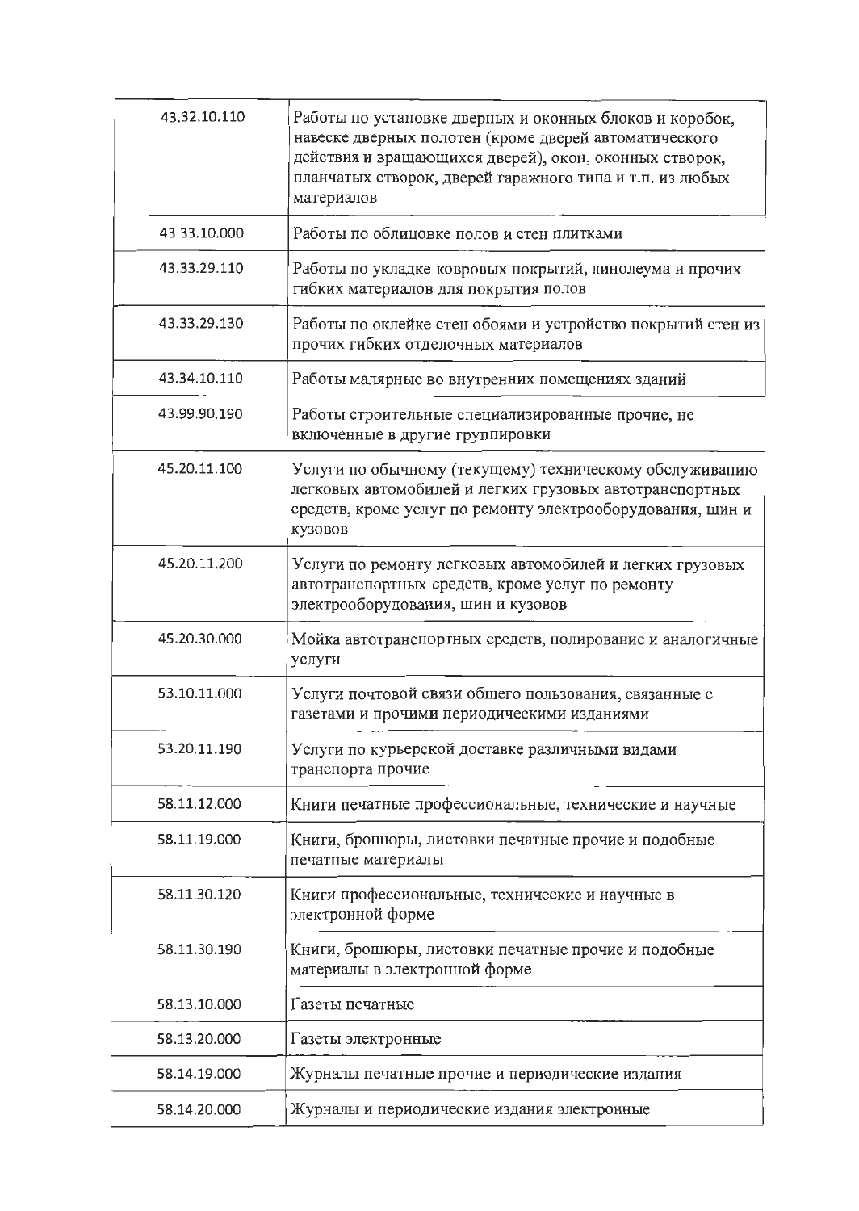| | |
|---|---|
| 43.32.10.110 | Работы по установке дверных и оконных блоков и коробок, навеске дверных полотен (кроме дверей автоматического действия и вращающихся дверей), окон, оконных створок, планчатых створок, дверей гаражного типа и т.п. из любых материалов |
| 43.33.10.000 | Работы по облицовке полов и стен плитками |
| 43.33.29.110 | Работы по укладке ковровых покрытий, линолеума и прочих гибких материалов для покрытия полов |
| 43.33.29.130 | Работы по оклейке стен обоями и устройство покрытий стен из прочих гибких отделочных материалов |
| 43.34.10.110 | Работы малярные во внутренних помещениях зданий |
| 43.99.90.190 | Работы строительные специализированные прочие, не включенные в другие группировки |
| 45.20.11.100 | Услуги по обычному (текущему) техническому обслуживанию легковых автомобилей и легких грузовых автотранспортных средств, кроме услуг по ремонту электрооборудования, шин и кузовов |
| 45.20.11.200 | Услуги по ремонту легковых автомобилей и легких грузовых автотранспортных средств, кроме услуг по ремонту электрооборудования, шин и кузовов |
| 45.20.30.000 | Мойка автотранспортных средств, полирование и аналогичные услуги |
| 53.10.11.000 | Услуги почтовой связи общего пользования, связанные с газетами и прочими периодическими изданиями |
| 53.20.11.190 | Услуги по курьерской доставке различными видами транспорта прочие |
| 58.11.12.000 | Книги печатные профессиональные, технические и научные |
| 58.11.19.000 | Книги, брошюры, листовки печатные прочие и подобные печатные материалы |
| 58.11.30.120 | Книги профессиональные, технические и научные в электронной форме |
| 58.11.30.190 | Книги, брошюры, листовки печатные прочие и подобные материалы в электронной форме |
| 58.13.10.000 | Газеты печатные |
| 58.13.20.000 | Газеты электронные |
| 58.14.19.000 | Журналы печатные прочие и периодические издания |
| 58.14.20.000 | Журналы и периодические издания электронные |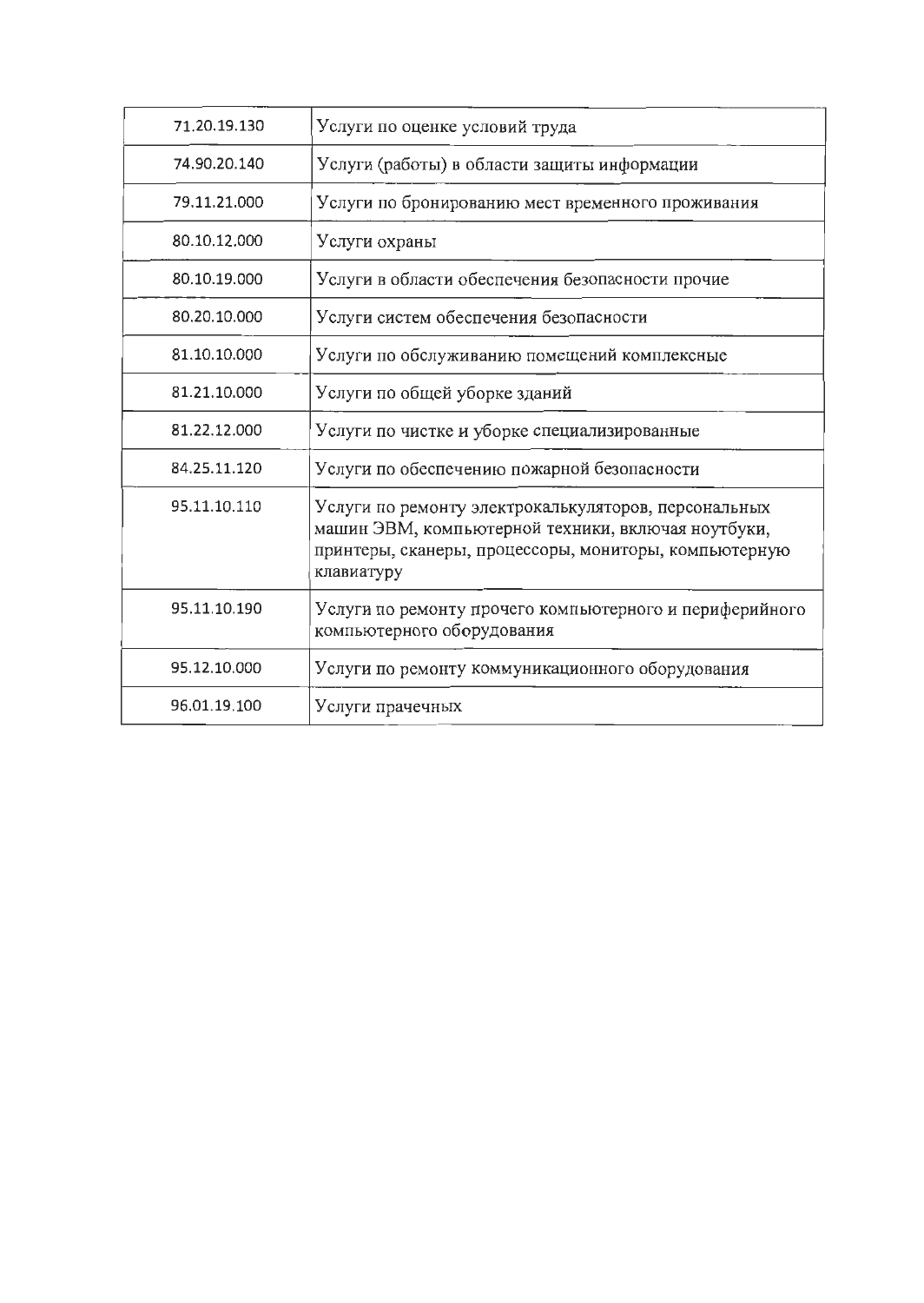| | |
|---|---|
| 71.20.19.130 | Услуги по оценке условий труда |
| 74.90.20.140 | Услуги (работы) в области защиты информации |
| 79.11.21.000 | Услуги по бронированию мест временного проживания |
| 80.10.12.000 | Услуги охраны |
| 80.10.19.000 | Услуги в области обеспечения безопасности прочие |
| 80.20.10.000 | Услуги систем обеспечения безопасности |
| 81.10.10.000 | Услуги по обслуживанию помещений комплексные |
| 81.21.10.000 | Услуги по общей уборке зданий |
| 81.22.12.000 | Услуги по чистке и уборке специализированные |
| 84.25.11.120 | Услуги по обеспечению пожарной безопасности |
| 95.11.10.110 | Услуги по ремонту электрокалькуляторов, персональных машин ЭВМ, компьютерной техники, включая ноутбуки, принтеры, сканеры, процессоры, мониторы, компьютерную клавиатуру |
| 95.11.10.190 | Услуги по ремонту прочего компьютерного и периферийного компьютерного оборудования |
| 95.12.10.000 | Услуги по ремонту коммуникационного оборудования |
| 96.01.19.100 | Услуги прачечных |